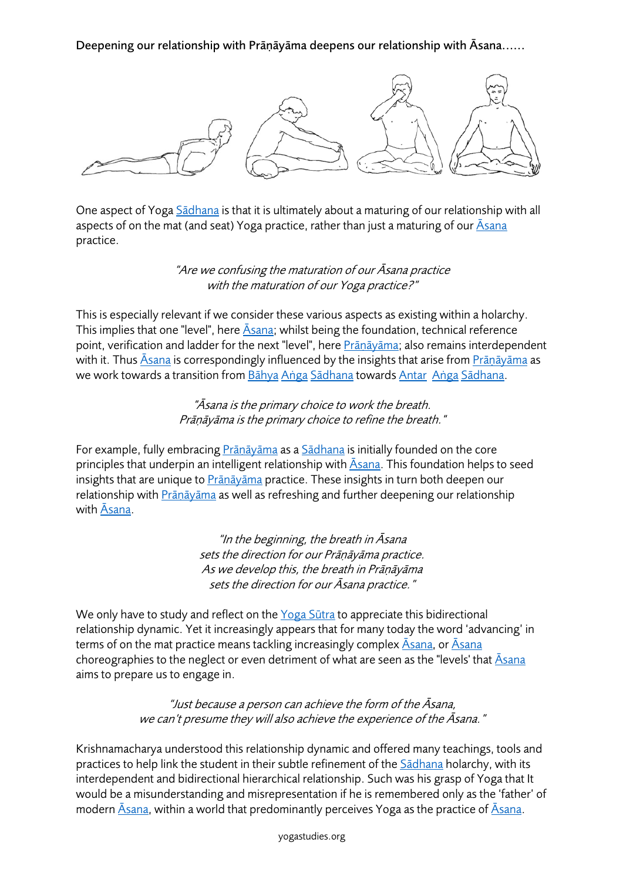Deepening our relationship with Prāṇāyāma deepens our relationship with Āsana......

One aspect of Yoga Sādhana is that it is ultimately about a maturing of our relationship with all aspects of on the mat (and seat) Yoga practice, rather than just a maturing of our Āsana practice.

*"Are we confusing the maturation of our Āsana practice with the maturation of our Yoga practice?"*

This is especially relevant if we consider these various aspects as existing within a holarchy. This implies that one "level", here Āsana; whilst being the foundation, technical reference point, verification and ladder for the next "level", here Prāṇāyāma; also remains interdependent with it. Thus Āsana is correspondingly influenced by the insights that arise from Prāṇāyāma as we work towards a transition from Bāhya Aṅga Sādhana towards Antar Aṅga Sādhana.

*"Āsana is the primary choice to work the breath. Prāṇāyāma is the primary choice to refine the breath."*

For example, fully embracing Prāṇāyāma as a Sādhana is initially founded on the core principles that underpin an intelligent relationship with Āsana. This foundation helps to seed insights that are unique to Prāṇāyāma practice. These insights in turn both deepen our relationship with Prāṇāyāma as well as refreshing and further deepening our relationship with Āsana.

*"In the beginning, the breath in Āsana sets the direction for our Prāṇāyāma practice. As we develop this, the breath in Prāṇāyāma sets the direction for our Āsana practice."*

We only have to study and reflect on the Yoga Sūtra to appreciate this bidirectional relationship dynamic. Yet it increasingly appears that for many today the word 'advancing' in terms of on the mat practice means tackling increasingly complex Āsana, or Āsana choreographies to the neglect or even detriment of what are seen as the "levels' that Āsana aims to prepare us to engage in.

*"Just because a person can achieve the form of the Āsana, we can't presume they will also achieve the experience of the Āsana."*

Krishnamacharya understood this relationship dynamic and offered many teachings, tools and practices to help link the student in their subtle refinement of the Sādhana holarchy, with its interdependent and bidirectional hierarchical relationship. Such was his grasp of Yoga that It would be a misunderstanding and misrepresentation if he is remembered only as the 'father' of modern Āsana, within a world that predominantly perceives Yoga as the practice of Āsana.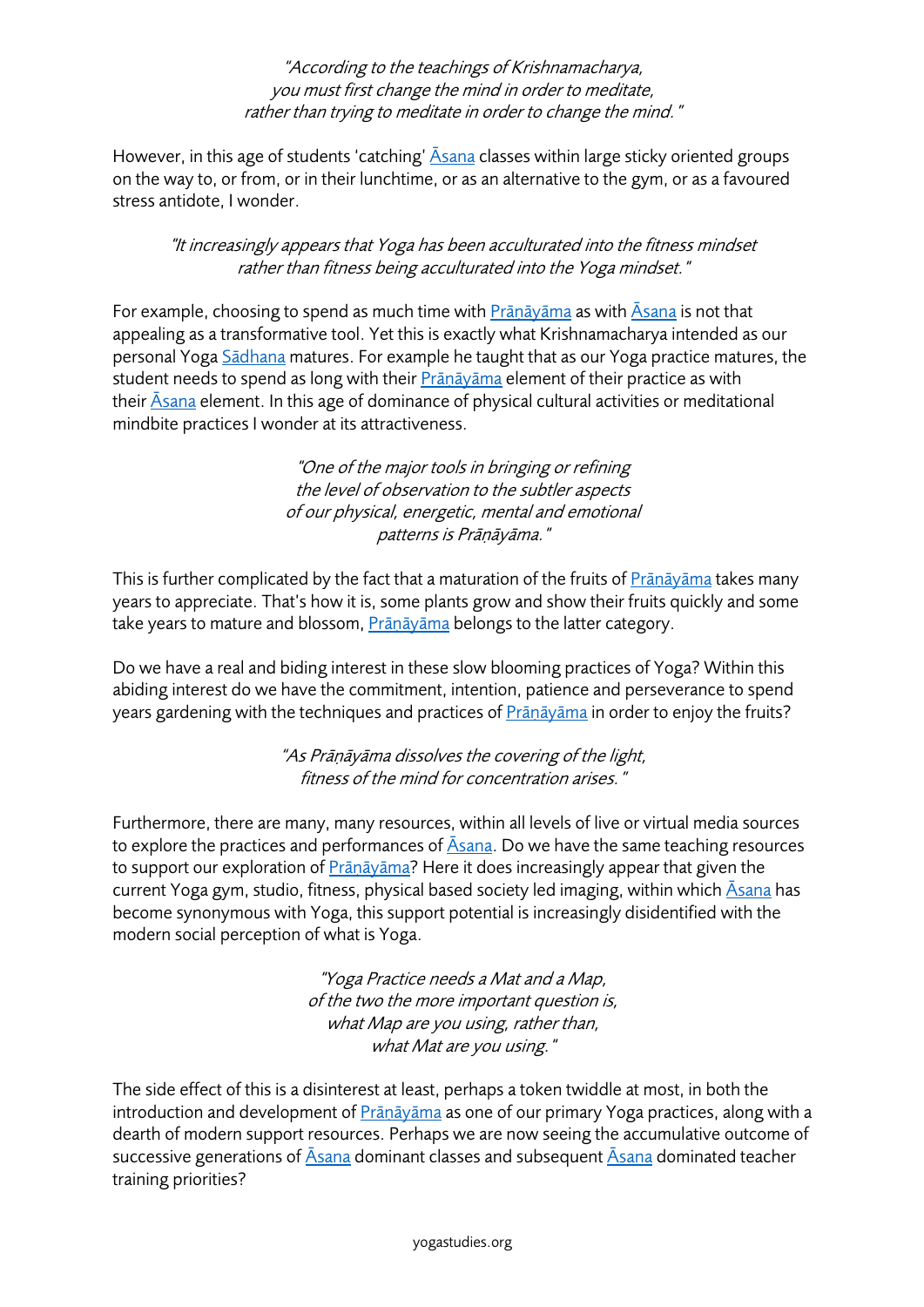*"According to the teachings of Krishnamacharya,*
*you must first change the mind in order to meditate,*
*rather than trying to meditate in order to change the mind."*

However, in this age of students 'catching' [Āsana]() classes within large sticky oriented groups on the way to, or from, or in their lunchtime, or as an alternative to the gym, or as a favoured stress antidote, I wonder.

*"It increasingly appears that Yoga has been acculturated into the fitness mindset*
*rather than fitness being acculturated into the Yoga mindset."*

For example, choosing to spend as much time with [Prāṇāyāma]() as with [Āsana]() is not that appealing as a transformative tool. Yet this is exactly what Krishnamacharya intended as our personal Yoga [Sādhana]() matures. For example he taught that as our Yoga practice matures, the student needs to spend as long with their [Prāṇāyāma]() element of their practice as with their [Āsana]() element. In this age of dominance of physical cultural activities or meditational mindbite practices I wonder at its attractiveness.

*"One of the major tools in bringing or refining*
*the level of observation to the subtler aspects*
*of our physical, energetic, mental and emotional*
*patterns is Prāṇāyāma."*

This is further complicated by the fact that a maturation of the fruits of [Prāṇāyāma]() takes many years to appreciate. That's how it is, some plants grow and show their fruits quickly and some take years to mature and blossom, [Prāṇāyāma]() belongs to the latter category.

Do we have a real and biding interest in these slow blooming practices of Yoga? Within this abiding interest do we have the commitment, intention, patience and perseverance to spend years gardening with the techniques and practices of [Prāṇāyāma]() in order to enjoy the fruits?

*"As Prāṇāyāma dissolves the covering of the light,*
*fitness of the mind for concentration arises."*

Furthermore, there are many, many resources, within all levels of live or virtual media sources to explore the practices and performances of [Āsana](). Do we have the same teaching resources to support our exploration of [Prāṇāyāma]()? Here it does increasingly appear that given the current Yoga gym, studio, fitness, physical based society led imaging, within which [Āsana]() has become synonymous with Yoga, this support potential is increasingly disidentified with the modern social perception of what is Yoga.

*"Yoga Practice needs a Mat and a Map,*
*of the two the more important question is,*
*what Map are you using, rather than,*
*what Mat are you using."*

The side effect of this is a disinterest at least, perhaps a token twiddle at most, in both the introduction and development of [Prāṇāyāma]() as one of our primary Yoga practices, along with a dearth of modern support resources. Perhaps we are now seeing the accumulative outcome of successive generations of [Āsana]() dominant classes and subsequent [Āsana]() dominated teacher training priorities?